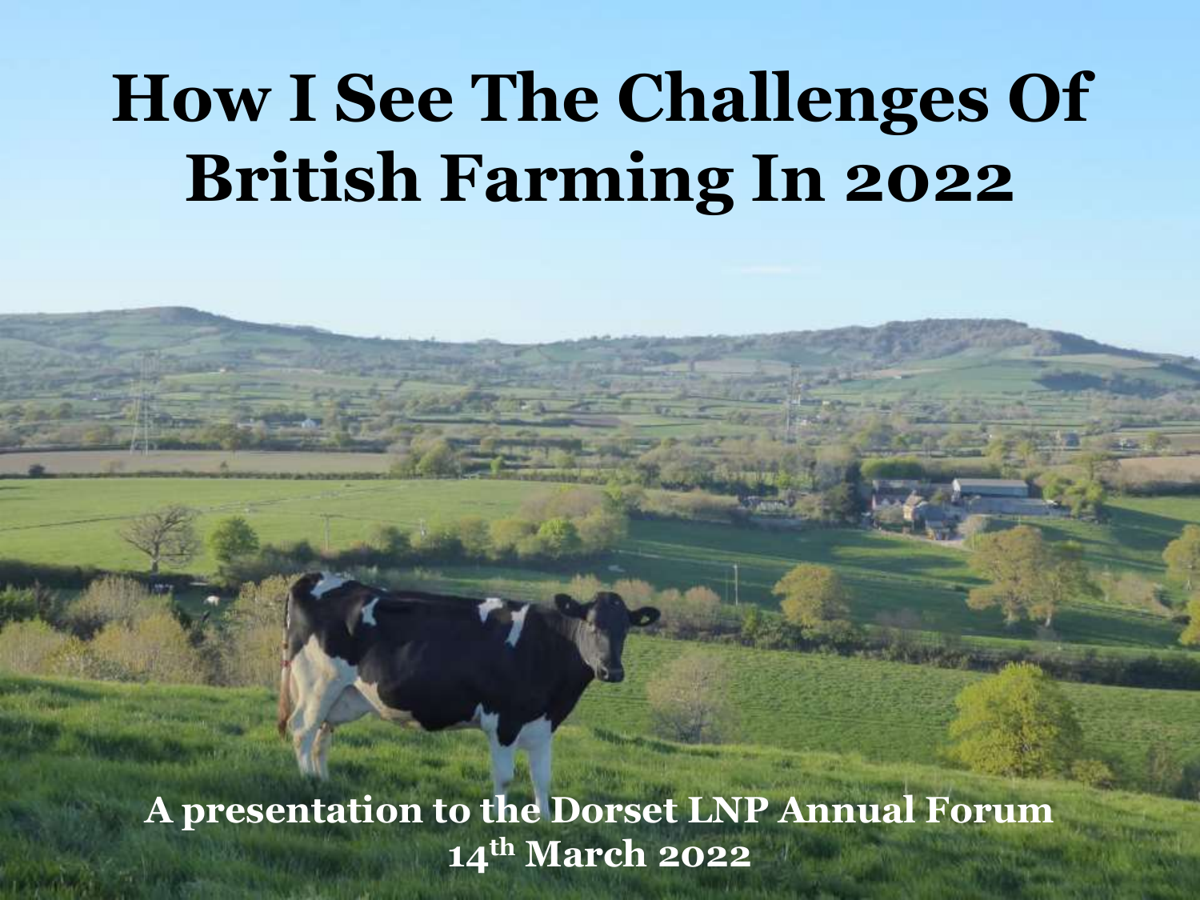# How I See The Challenges Of British Farming In 2022

**A presentation to the Dorset LNP Annual Forum**
**14th March 2022**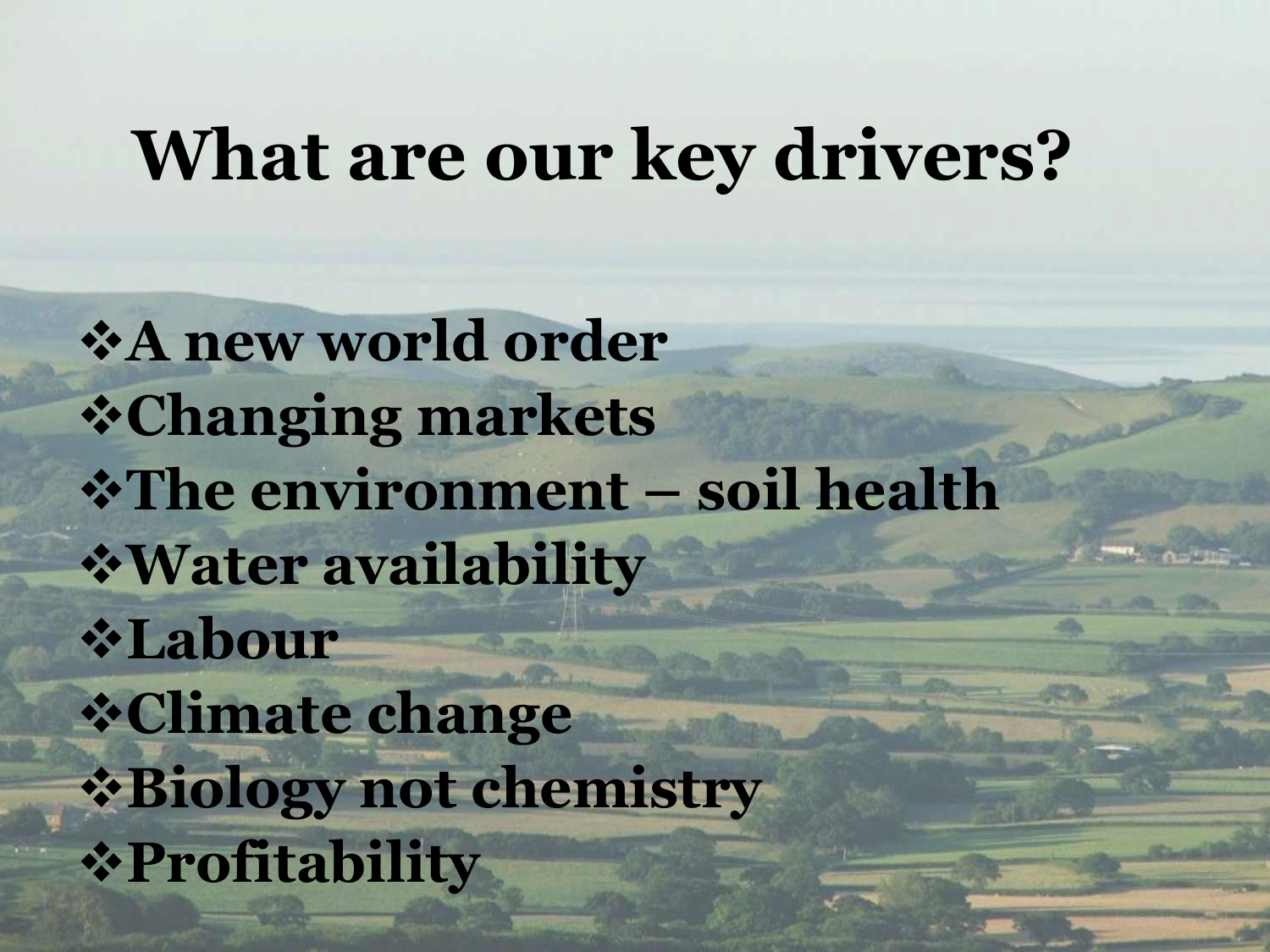# What are our key drivers?

- A new world order
- Changing markets
- The environment – soil health
- Water availability
- Labour
- Climate change
- Biology not chemistry
- Profitability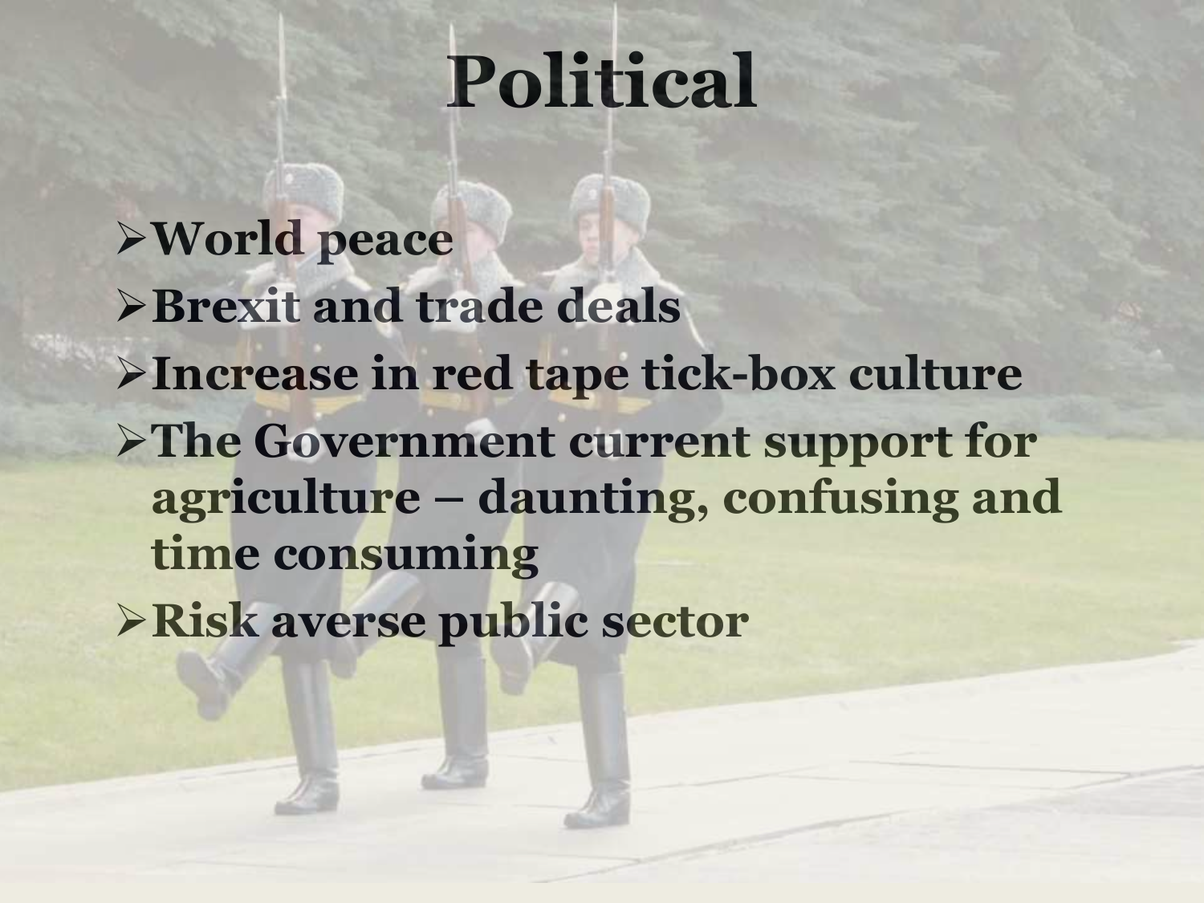# Political

- World peace
- Brexit and trade deals
- Increase in red tape tick-box culture
- The Government current support for agriculture – daunting, confusing and time consuming
- Risk averse public sector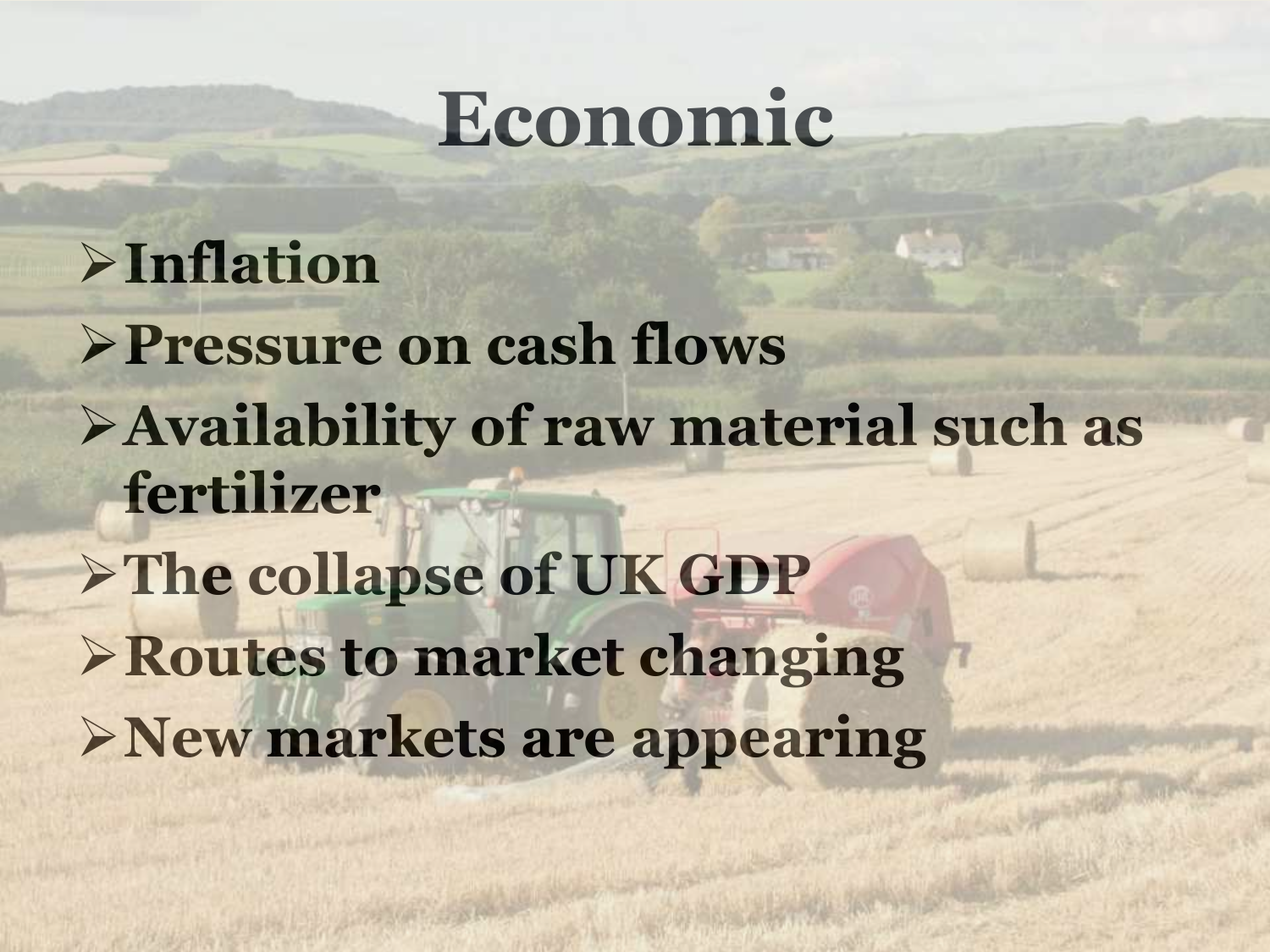# Economic

- Inflation
- Pressure on cash flows
- Availability of raw material such as fertilizer
- The collapse of UK GDP
- Routes to market changing
- New markets are appearing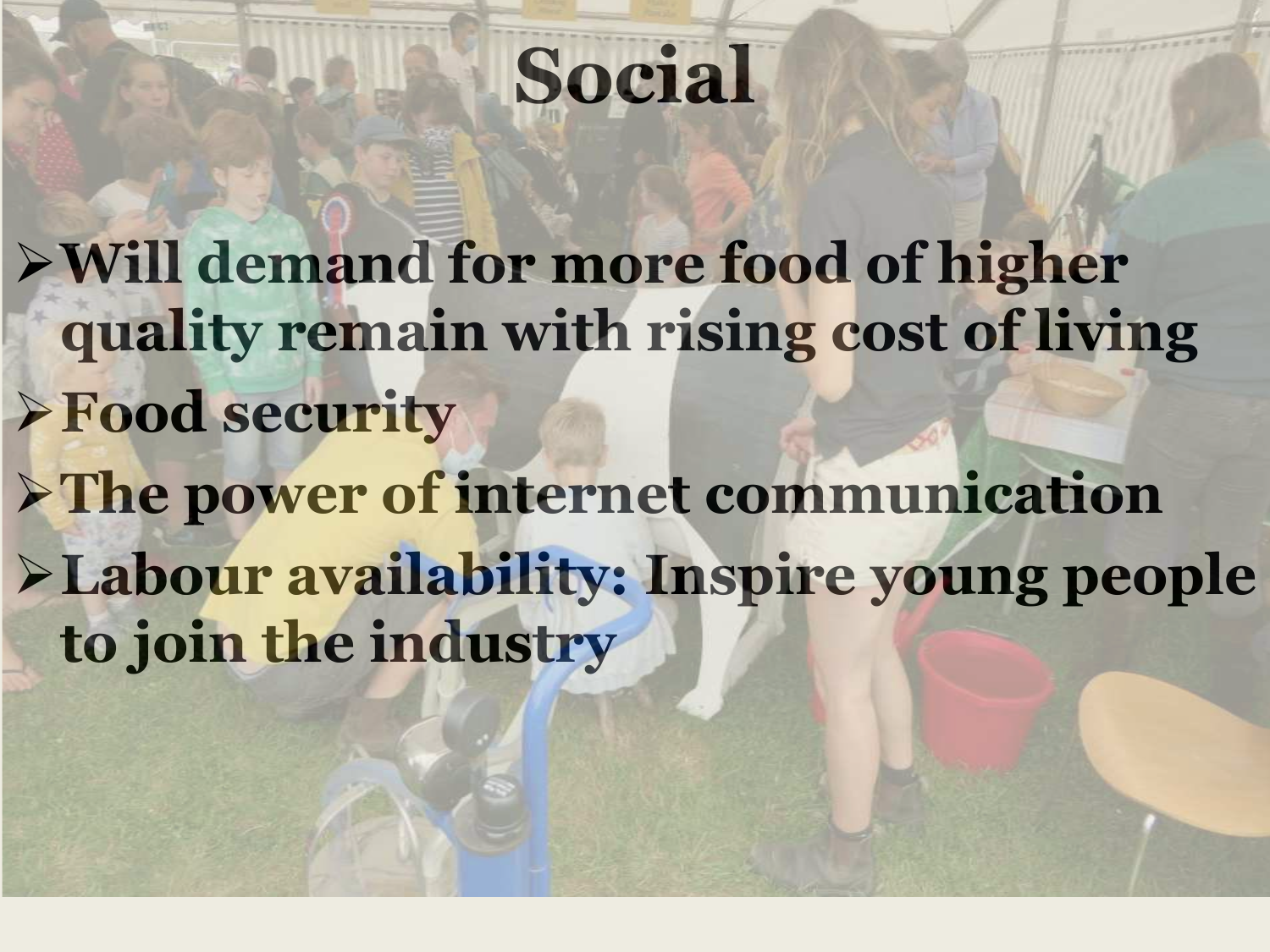# Social

- Will demand for more food of higher quality remain with rising cost of living
- Food security
- The power of internet communication
- Labour availability: Inspire young people to join the industry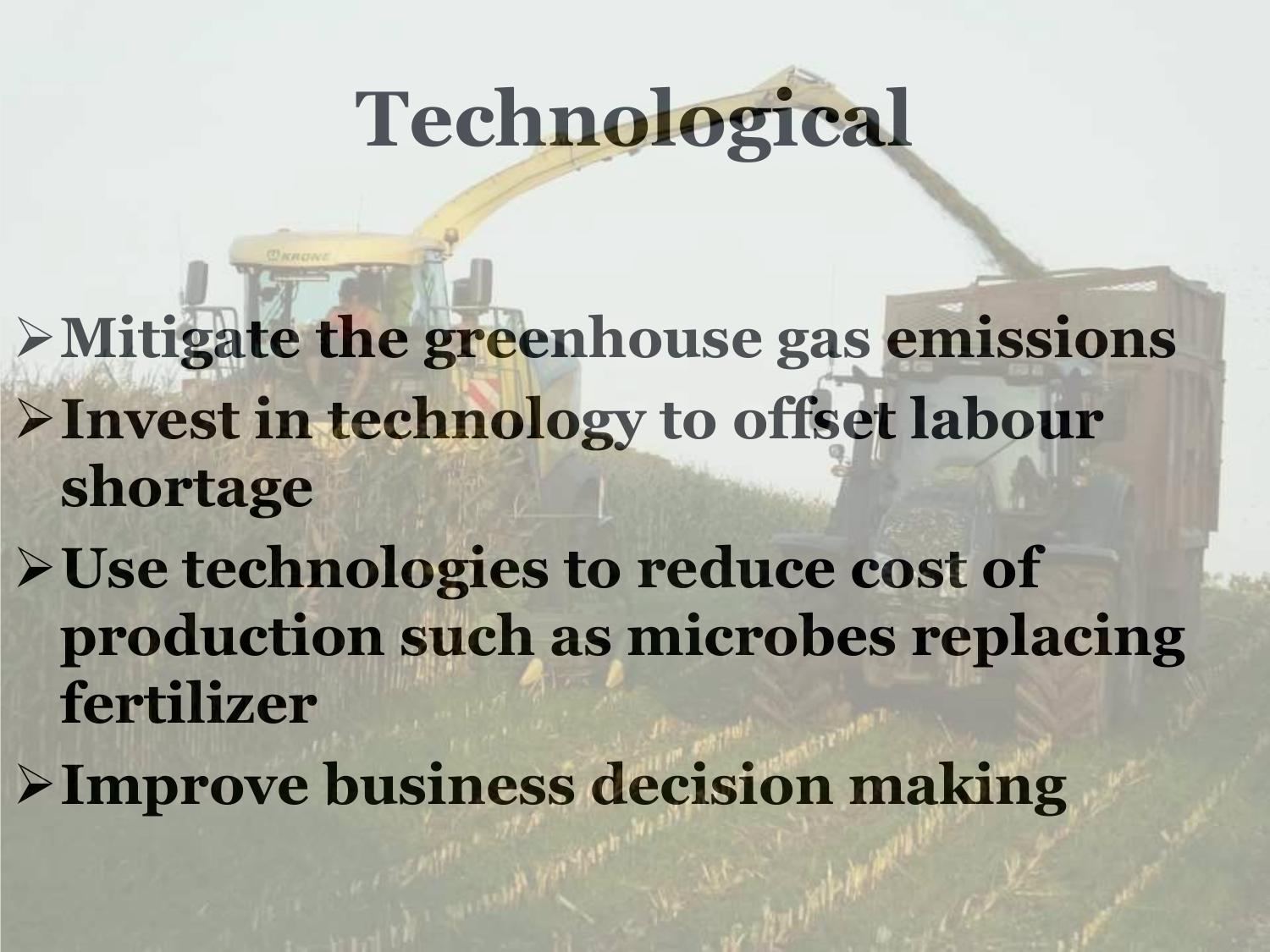# Technological

- Mitigate the greenhouse gas emissions
- Invest in technology to offset labour shortage
- Use technologies to reduce cost of production such as microbes replacing fertilizer
- Improve business decision making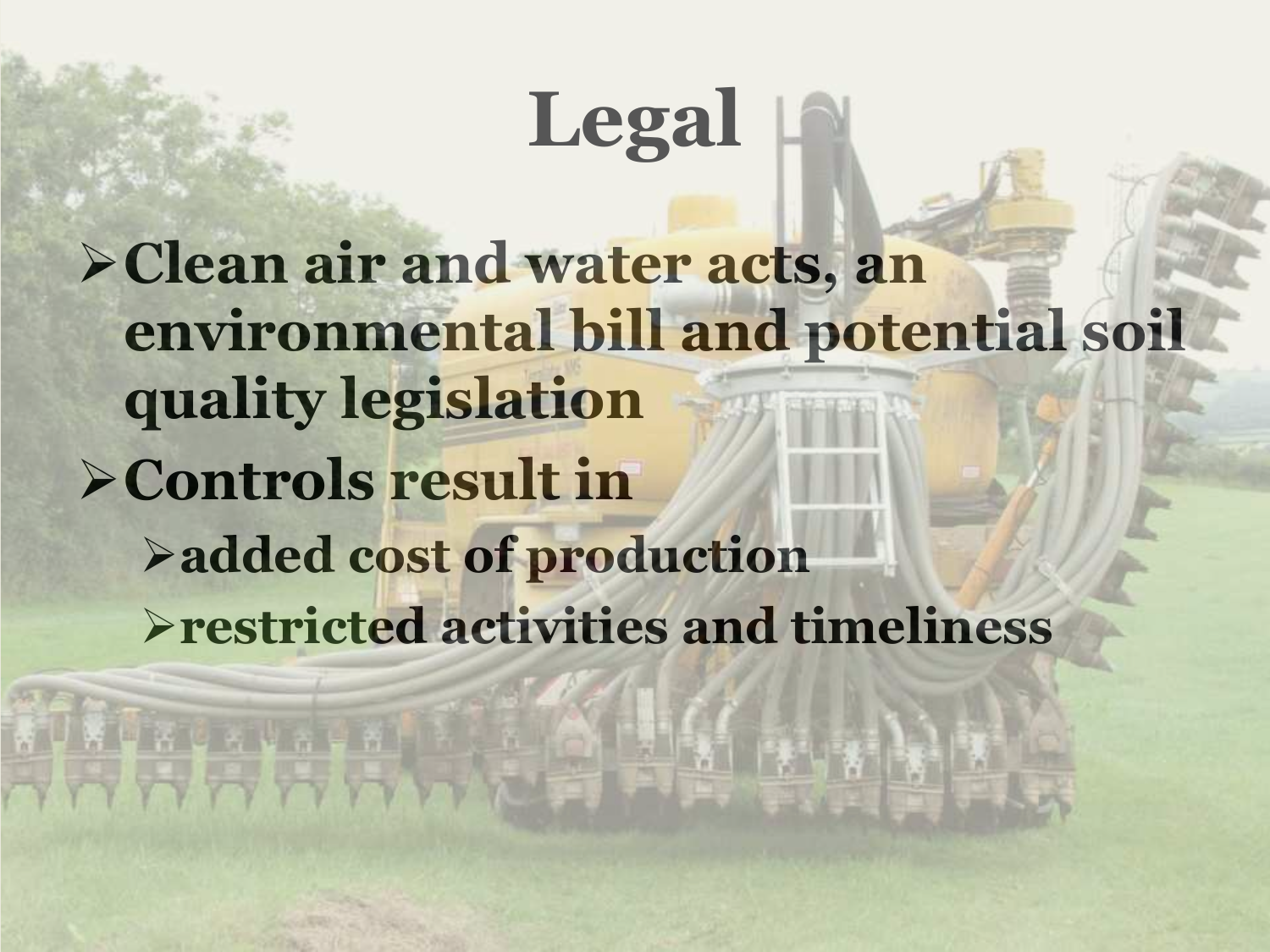# Legal

- **Clean air and water acts, an environmental bill and potential soil quality legislation**
- **Controls result in**
  - **added cost of production**
  - **restricted activities and timeliness**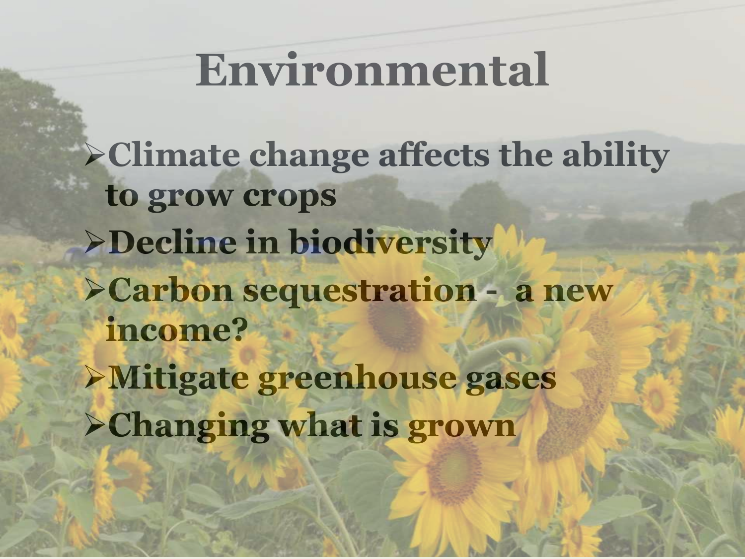# Environmental

- Climate change affects the ability to grow crops
- Decline in biodiversity
- Carbon sequestration - a new income?
- Mitigate greenhouse gases
- Changing what is grown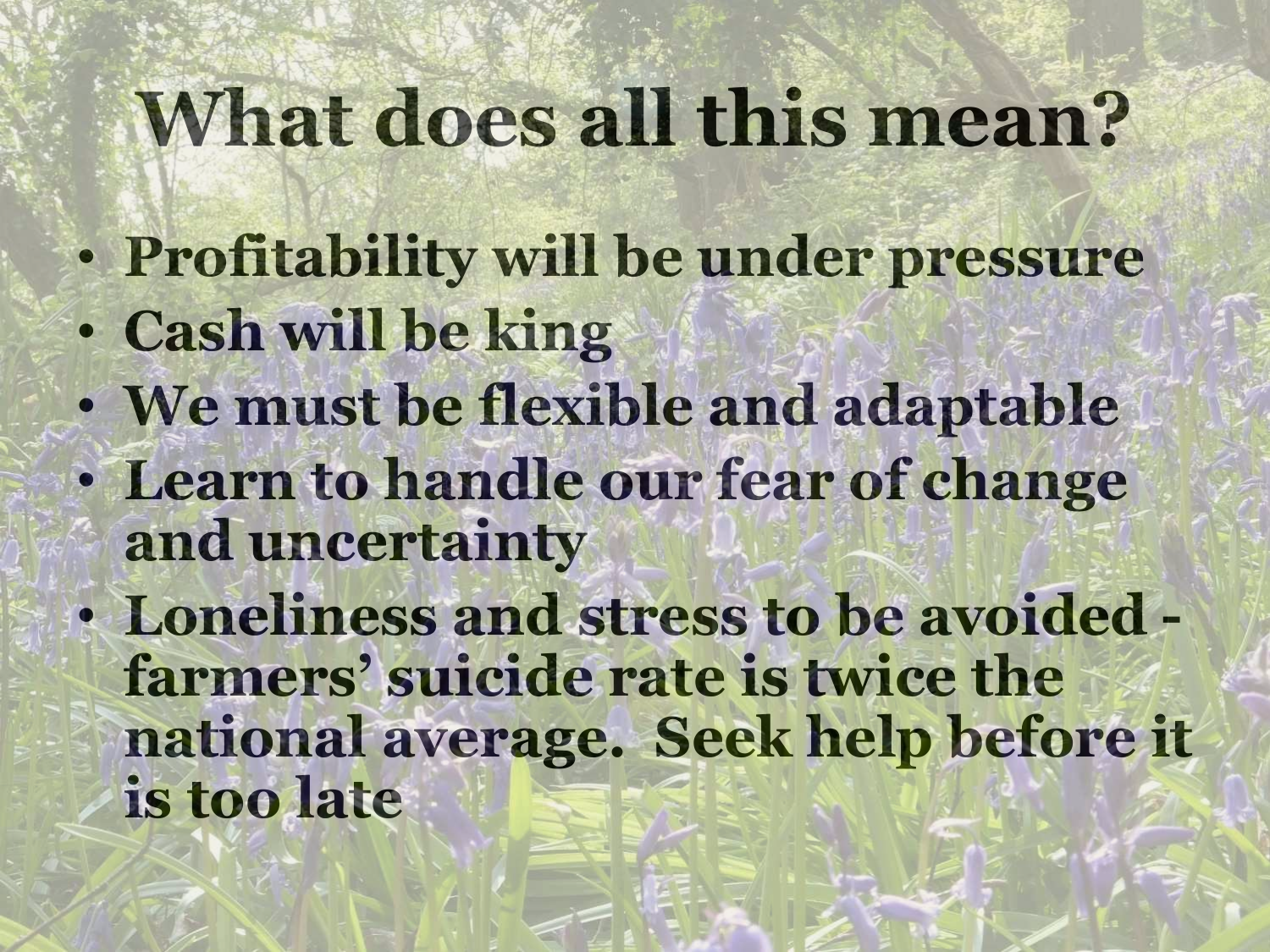# What does all this mean?

- Profitability will be under pressure
- Cash will be king
- We must be flexible and adaptable
- Learn to handle our fear of change and uncertainty
- Loneliness and stress to be avoided - farmers' suicide rate is twice the national average. Seek help before it is too late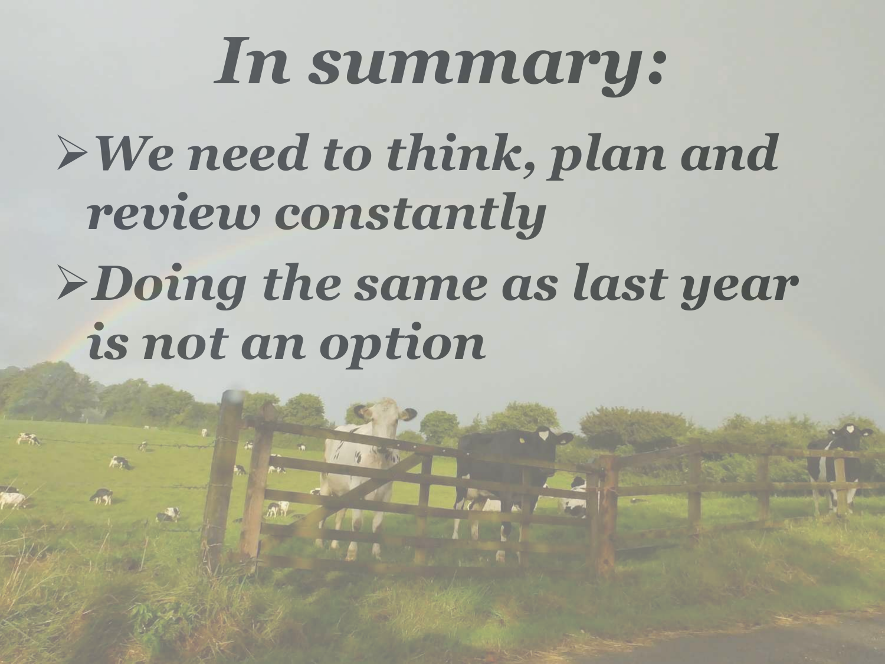# *In summary:*

- ***We need to think, plan and review constantly***
- ***Doing the same as last year is not an option***